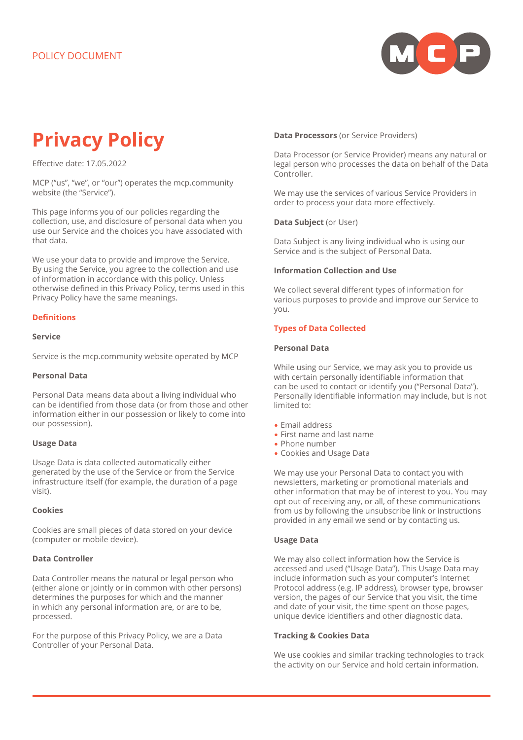POLICY DOCUMENT

# Privacy Policy

Effective date: 17.05.2022

MCP ("us", "we", or "our") operates the mcp.community website (the "Service").

This page informs you of our policies regarding the collection, use, and disclosure of personal data when you use our Service and the choices you have associated with that data.

We use your data to provide and improve the Service. By using the Service, you agree to the collection and use of information in accordance with this policy. Unless otherwise defined in this Privacy Policy, terms used in this Privacy Policy have the same meanings.

## Definitions

**Service**

Service is the mcp.community website operated by MCP

**Personal Data**

Personal Data means data about a living individual who can be identified from those data (or from those and other information either in our possession or likely to come into our possession).

**Usage Data**

Usage Data is data collected automatically either generated by the use of the Service or from the Service infrastructure itself (for example, the duration of a page visit).

**Cookies**

Cookies are small pieces of data stored on your device (computer or mobile device).

**Data Controller**

Data Controller means the natural or legal person who (either alone or jointly or in common with other persons) determines the purposes for which and the manner in which any personal information are, or are to be, processed.

For the purpose of this Privacy Policy, we are a Data Controller of your Personal Data.

**Data Processors** (or Service Providers)

Data Processor (or Service Provider) means any natural or legal person who processes the data on behalf of the Data Controller.

We may use the services of various Service Providers in order to process your data more effectively.

**Data Subject** (or User)

Data Subject is any living individual who is using our Service and is the subject of Personal Data.

**Information Collection and Use**

We collect several different types of information for various purposes to provide and improve our Service to you.

## Types of Data Collected

**Personal Data**

While using our Service, we may ask you to provide us with certain personally identifiable information that can be used to contact or identify you ("Personal Data"). Personally identifiable information may include, but is not limited to:

- Email address
- First name and last name
- Phone number
- Cookies and Usage Data

We may use your Personal Data to contact you with newsletters, marketing or promotional materials and other information that may be of interest to you. You may opt out of receiving any, or all, of these communications from us by following the unsubscribe link or instructions provided in any email we send or by contacting us.

**Usage Data**

We may also collect information how the Service is accessed and used ("Usage Data"). This Usage Data may include information such as your computer's Internet Protocol address (e.g. IP address), browser type, browser version, the pages of our Service that you visit, the time and date of your visit, the time spent on those pages, unique device identifiers and other diagnostic data.

**Tracking & Cookies Data**

We use cookies and similar tracking technologies to track the activity on our Service and hold certain information.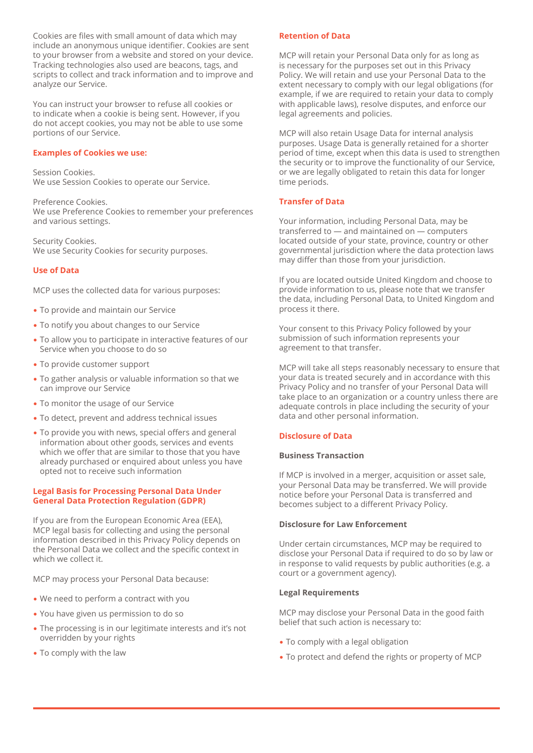Cookies are files with small amount of data which may include an anonymous unique identifier. Cookies are sent to your browser from a website and stored on your device. Tracking technologies also used are beacons, tags, and scripts to collect and track information and to improve and analyze our Service.

You can instruct your browser to refuse all cookies or to indicate when a cookie is being sent. However, if you do not accept cookies, you may not be able to use some portions of our Service.

### Examples of Cookies we use:

Session Cookies.
We use Session Cookies to operate our Service.

Preference Cookies.
We use Preference Cookies to remember your preferences and various settings.

Security Cookies.
We use Security Cookies for security purposes.

### Use of Data

MCP uses the collected data for various purposes:

- To provide and maintain our Service
- To notify you about changes to our Service
- To allow you to participate in interactive features of our Service when you choose to do so
- To provide customer support
- To gather analysis or valuable information so that we can improve our Service
- To monitor the usage of our Service
- To detect, prevent and address technical issues
- To provide you with news, special offers and general information about other goods, services and events which we offer that are similar to those that you have already purchased or enquired about unless you have opted not to receive such information

### Legal Basis for Processing Personal Data Under General Data Protection Regulation (GDPR)

If you are from the European Economic Area (EEA), MCP legal basis for collecting and using the personal information described in this Privacy Policy depends on the Personal Data we collect and the specific context in which we collect it.

MCP may process your Personal Data because:

- We need to perform a contract with you
- You have given us permission to do so
- The processing is in our legitimate interests and it's not overridden by your rights
- To comply with the law

### Retention of Data

MCP will retain your Personal Data only for as long as is necessary for the purposes set out in this Privacy Policy. We will retain and use your Personal Data to the extent necessary to comply with our legal obligations (for example, if we are required to retain your data to comply with applicable laws), resolve disputes, and enforce our legal agreements and policies.

MCP will also retain Usage Data for internal analysis purposes. Usage Data is generally retained for a shorter period of time, except when this data is used to strengthen the security or to improve the functionality of our Service, or we are legally obligated to retain this data for longer time periods.

### Transfer of Data

Your information, including Personal Data, may be transferred to — and maintained on — computers located outside of your state, province, country or other governmental jurisdiction where the data protection laws may differ than those from your jurisdiction.

If you are located outside United Kingdom and choose to provide information to us, please note that we transfer the data, including Personal Data, to United Kingdom and process it there.

Your consent to this Privacy Policy followed by your submission of such information represents your agreement to that transfer.

MCP will take all steps reasonably necessary to ensure that your data is treated securely and in accordance with this Privacy Policy and no transfer of your Personal Data will take place to an organization or a country unless there are adequate controls in place including the security of your data and other personal information.

### Disclosure of Data

#### Business Transaction

If MCP is involved in a merger, acquisition or asset sale, your Personal Data may be transferred. We will provide notice before your Personal Data is transferred and becomes subject to a different Privacy Policy.

#### Disclosure for Law Enforcement

Under certain circumstances, MCP may be required to disclose your Personal Data if required to do so by law or in response to valid requests by public authorities (e.g. a court or a government agency).

#### Legal Requirements

MCP may disclose your Personal Data in the good faith belief that such action is necessary to:

- To comply with a legal obligation
- To protect and defend the rights or property of MCP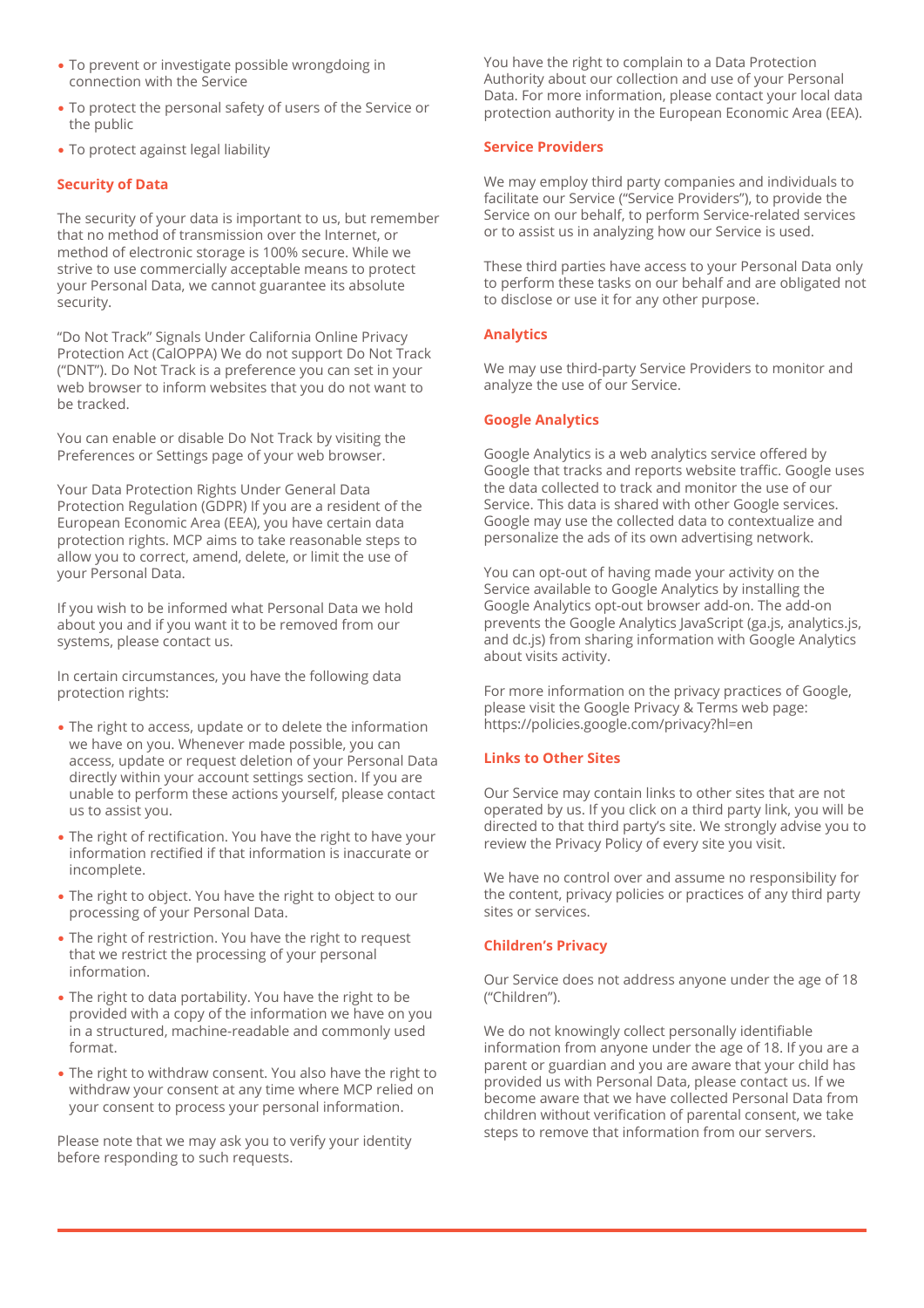- To prevent or investigate possible wrongdoing in connection with the Service
- To protect the personal safety of users of the Service or the public
- To protect against legal liability

## Security of Data

The security of your data is important to us, but remember that no method of transmission over the Internet, or method of electronic storage is 100% secure. While we strive to use commercially acceptable means to protect your Personal Data, we cannot guarantee its absolute security.

"Do Not Track" Signals Under California Online Privacy Protection Act (CalOPPA) We do not support Do Not Track ("DNT"). Do Not Track is a preference you can set in your web browser to inform websites that you do not want to be tracked.

You can enable or disable Do Not Track by visiting the Preferences or Settings page of your web browser.

Your Data Protection Rights Under General Data Protection Regulation (GDPR) If you are a resident of the European Economic Area (EEA), you have certain data protection rights. MCP aims to take reasonable steps to allow you to correct, amend, delete, or limit the use of your Personal Data.

If you wish to be informed what Personal Data we hold about you and if you want it to be removed from our systems, please contact us.

In certain circumstances, you have the following data protection rights:

- The right to access, update or to delete the information we have on you. Whenever made possible, you can access, update or request deletion of your Personal Data directly within your account settings section. If you are unable to perform these actions yourself, please contact us to assist you.
- The right of rectification. You have the right to have your information rectified if that information is inaccurate or incomplete.
- The right to object. You have the right to object to our processing of your Personal Data.
- The right of restriction. You have the right to request that we restrict the processing of your personal information.
- The right to data portability. You have the right to be provided with a copy of the information we have on you in a structured, machine-readable and commonly used format.
- The right to withdraw consent. You also have the right to withdraw your consent at any time where MCP relied on your consent to process your personal information.

Please note that we may ask you to verify your identity before responding to such requests.

You have the right to complain to a Data Protection Authority about our collection and use of your Personal Data. For more information, please contact your local data protection authority in the European Economic Area (EEA).

## Service Providers

We may employ third party companies and individuals to facilitate our Service ("Service Providers"), to provide the Service on our behalf, to perform Service-related services or to assist us in analyzing how our Service is used.

These third parties have access to your Personal Data only to perform these tasks on our behalf and are obligated not to disclose or use it for any other purpose.

## Analytics

We may use third-party Service Providers to monitor and analyze the use of our Service.

## Google Analytics

Google Analytics is a web analytics service offered by Google that tracks and reports website traffic. Google uses the data collected to track and monitor the use of our Service. This data is shared with other Google services. Google may use the collected data to contextualize and personalize the ads of its own advertising network.

You can opt-out of having made your activity on the Service available to Google Analytics by installing the Google Analytics opt-out browser add-on. The add-on prevents the Google Analytics JavaScript (ga.js, analytics.js, and dc.js) from sharing information with Google Analytics about visits activity.

For more information on the privacy practices of Google, please visit the Google Privacy & Terms web page: https://policies.google.com/privacy?hl=en

## Links to Other Sites

Our Service may contain links to other sites that are not operated by us. If you click on a third party link, you will be directed to that third party's site. We strongly advise you to review the Privacy Policy of every site you visit.

We have no control over and assume no responsibility for the content, privacy policies or practices of any third party sites or services.

## Children's Privacy

Our Service does not address anyone under the age of 18 ("Children").

We do not knowingly collect personally identifiable information from anyone under the age of 18. If you are a parent or guardian and you are aware that your child has provided us with Personal Data, please contact us. If we become aware that we have collected Personal Data from children without verification of parental consent, we take steps to remove that information from our servers.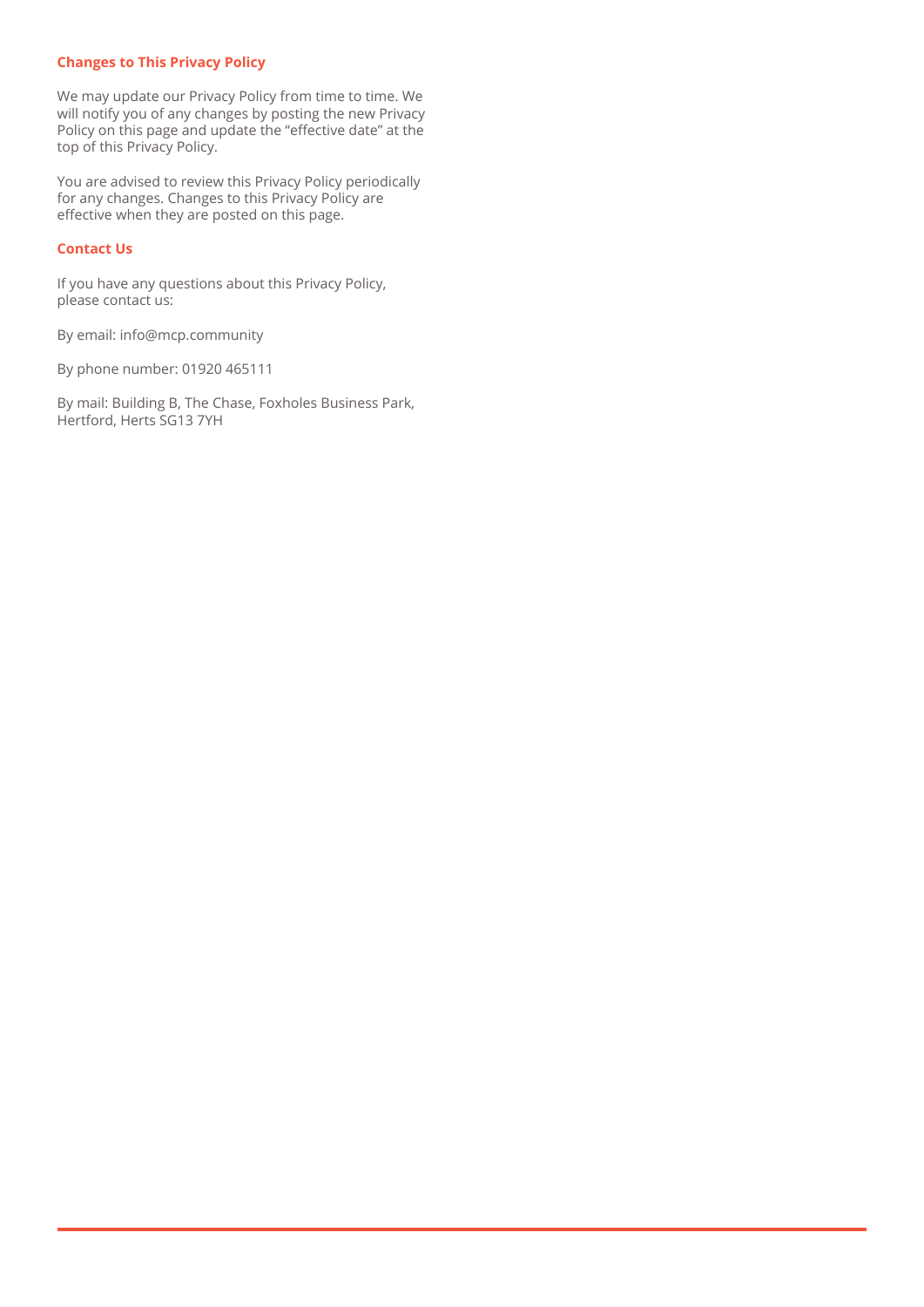## Changes to This Privacy Policy

We may update our Privacy Policy from time to time. We will notify you of any changes by posting the new Privacy Policy on this page and update the "effective date" at the top of this Privacy Policy.

You are advised to review this Privacy Policy periodically for any changes. Changes to this Privacy Policy are effective when they are posted on this page.

## Contact Us

If you have any questions about this Privacy Policy, please contact us:

By email: info@mcp.community

By phone number: 01920 465111

By mail: Building B, The Chase, Foxholes Business Park, Hertford, Herts SG13 7YH